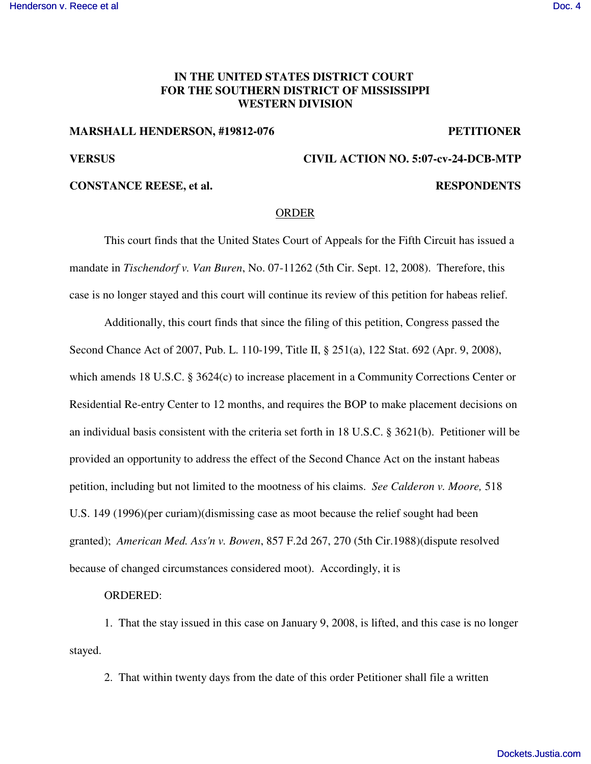**IN THE UNITED STATES DISTRICT COURT
FOR THE SOUTHERN DISTRICT OF MISSISSIPPI
WESTERN DIVISION**

**MARSHALL HENDERSON, #19812-076** **PETITIONER**

**VERSUS** **CIVIL ACTION NO. 5:07-cv-24-DCB-MTP**

**CONSTANCE REESE, et al.** **RESPONDENTS**

ORDER

This court finds that the United States Court of Appeals for the Fifth Circuit has issued a mandate in *Tischendorf v. Van Buren*, No. 07-11262 (5th Cir. Sept. 12, 2008). Therefore, this case is no longer stayed and this court will continue its review of this petition for habeas relief.

Additionally, this court finds that since the filing of this petition, Congress passed the Second Chance Act of 2007, Pub. L. 110-199, Title II, § 251(a), 122 Stat. 692 (Apr. 9, 2008), which amends 18 U.S.C. § 3624(c) to increase placement in a Community Corrections Center or Residential Re-entry Center to 12 months, and requires the BOP to make placement decisions on an individual basis consistent with the criteria set forth in 18 U.S.C. § 3621(b). Petitioner will be provided an opportunity to address the effect of the Second Chance Act on the instant habeas petition, including but not limited to the mootness of his claims. *See Calderon v. Moore,* 518 U.S. 149 (1996)(per curiam)(dismissing case as moot because the relief sought had been granted); *American Med. Ass'n v. Bowen*, 857 F.2d 267, 270 (5th Cir.1988)(dispute resolved because of changed circumstances considered moot). Accordingly, it is

ORDERED:

1. That the stay issued in this case on January 9, 2008, is lifted, and this case is no longer stayed.

2. That within twenty days from the date of this order Petitioner shall file a written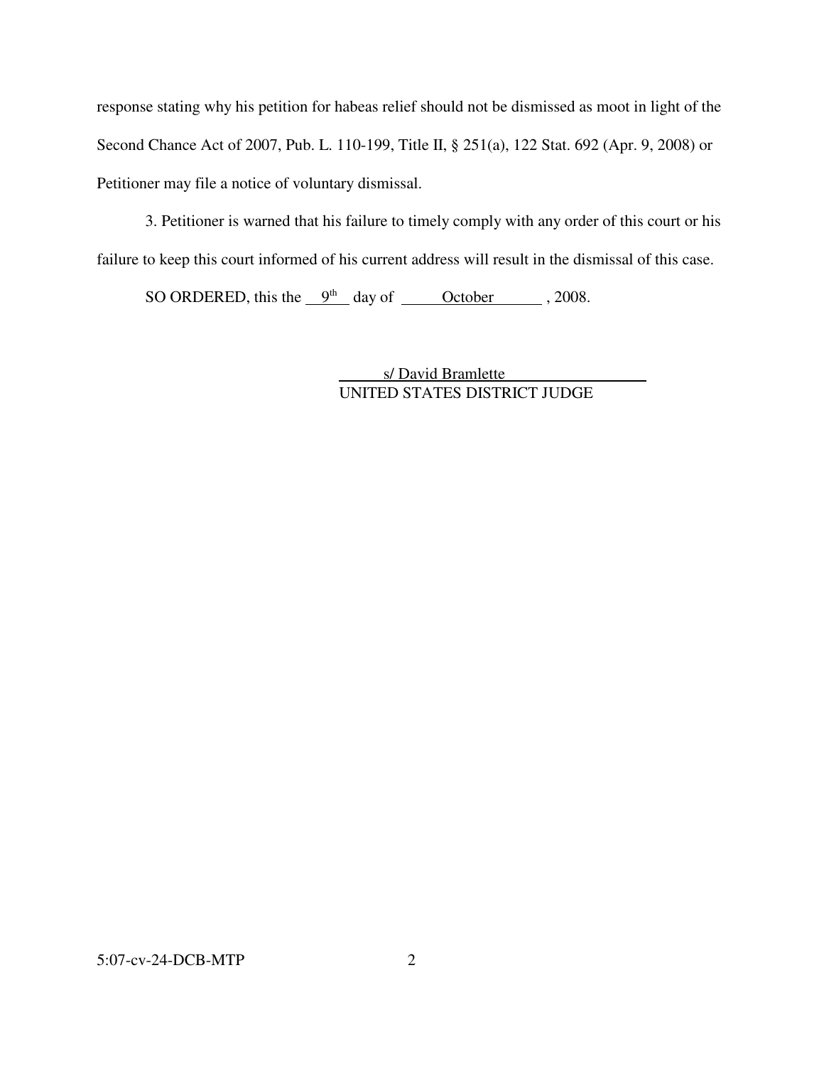response stating why his petition for habeas relief should not be dismissed as moot in light of the Second Chance Act of 2007, Pub. L. 110-199, Title II, § 251(a), 122 Stat. 692 (Apr. 9, 2008) or Petitioner may file a notice of voluntary dismissal.

3. Petitioner is warned that his failure to timely comply with any order of this court or his failure to keep this court informed of his current address will result in the dismissal of this case.

SO ORDERED, this the 9th day of October, 2008.

s/ David Bramlette
UNITED STATES DISTRICT JUDGE

5:07-cv-24-DCB-MTP